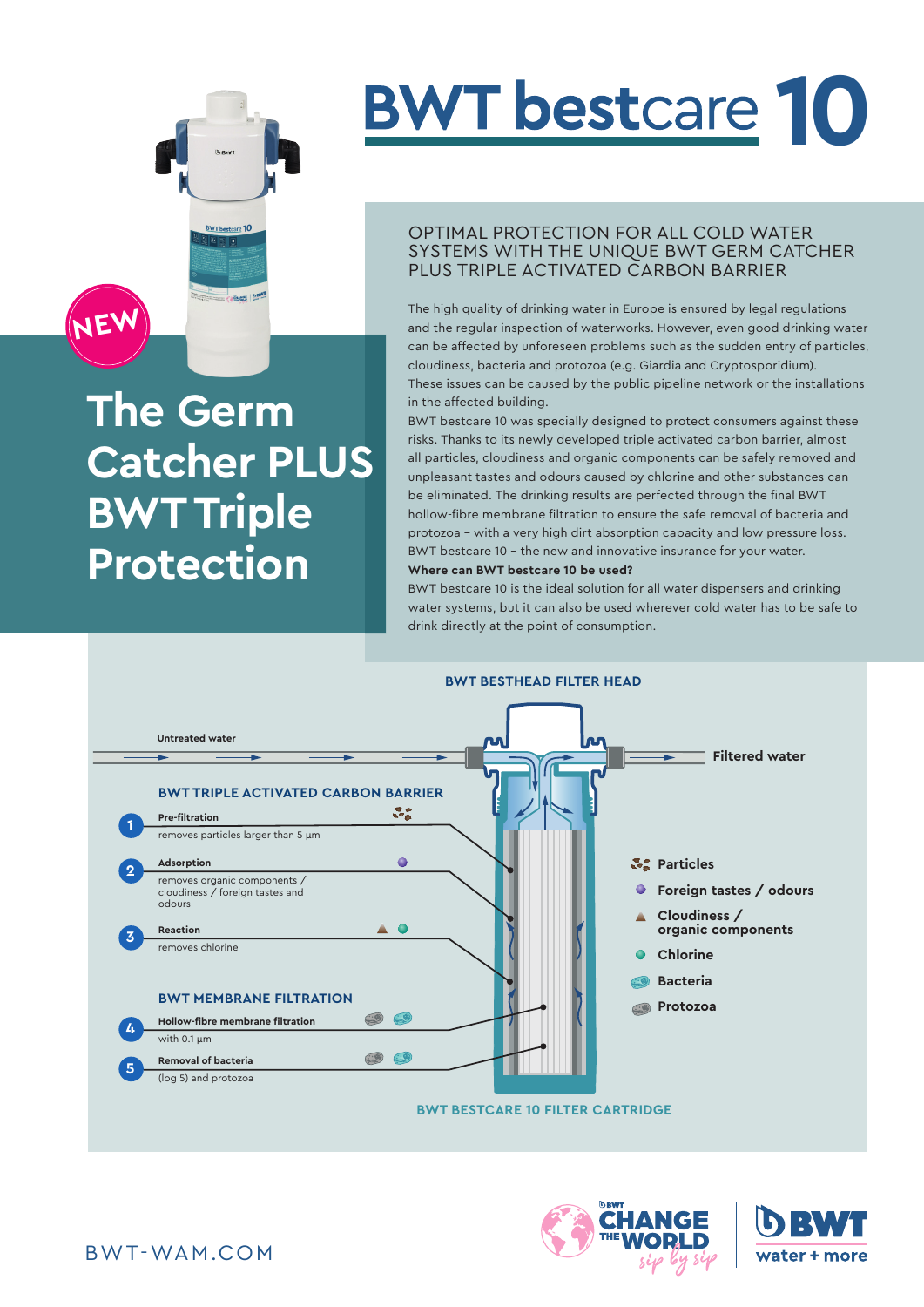# BWT bestcare 10

NEW

## The Germ Catcher PLUS BWT Triple Protection

OPTIMAL PROTECTION FOR ALL COLD WATER SYSTEMS WITH THE UNIQUE BWT GERM CATCHER PLUS TRIPLE ACTIVATED CARBON BARRIER

The high quality of drinking water in Europe is ensured by legal regulations and the regular inspection of waterworks. However, even good drinking water can be affected by unforeseen problems such as the sudden entry of particles, cloudiness, bacteria and protozoa (e.g. Giardia and Cryptosporidium). These issues can be caused by the public pipeline network or the installations in the affected building.

BWT bestcare 10 was specially designed to protect consumers against these risks. Thanks to its newly developed triple activated carbon barrier, almost all particles, cloudiness and organic components can be safely removed and unpleasant tastes and odours caused by chlorine and other substances can be eliminated. The drinking results are perfected through the final BWT hollow-fibre membrane filtration to ensure the safe removal of bacteria and protozoa – with a very high dirt absorption capacity and low pressure loss. BWT bestcare 10 – the new and innovative insurance for your water.

**Where can BWT bestcare 10 be used?**

BWT bestcare 10 is the ideal solution for all water dispensers and drinking water systems, but it can also be used wherever cold water has to be safe to drink directly at the point of consumption.

**BWT BESTHEAD FILTER HEAD**

Untreated water → Filtered water

**BWT TRIPLE ACTIVATED CARBON BARRIER**

1. **Pre-filtration** – removes particles larger than 5 µm
2. **Adsorption** – removes organic components / cloudiness / foreign tastes and odours
3. **Reaction** – removes chlorine

**BWT MEMBRANE FILTRATION**

4. **Hollow-fibre membrane filtration** – with 0.1 µm
5. **Removal of bacteria** – (log 5) and protozoa

- Particles
- Foreign tastes / odours
- Cloudiness / organic components
- Chlorine
- Bacteria
- Protozoa

**BWT BESTCARE 10 FILTER CARTRIDGE**

BWT-WAM.COM

BWT CHANGE THE WORLD sip by sip

BWT water + more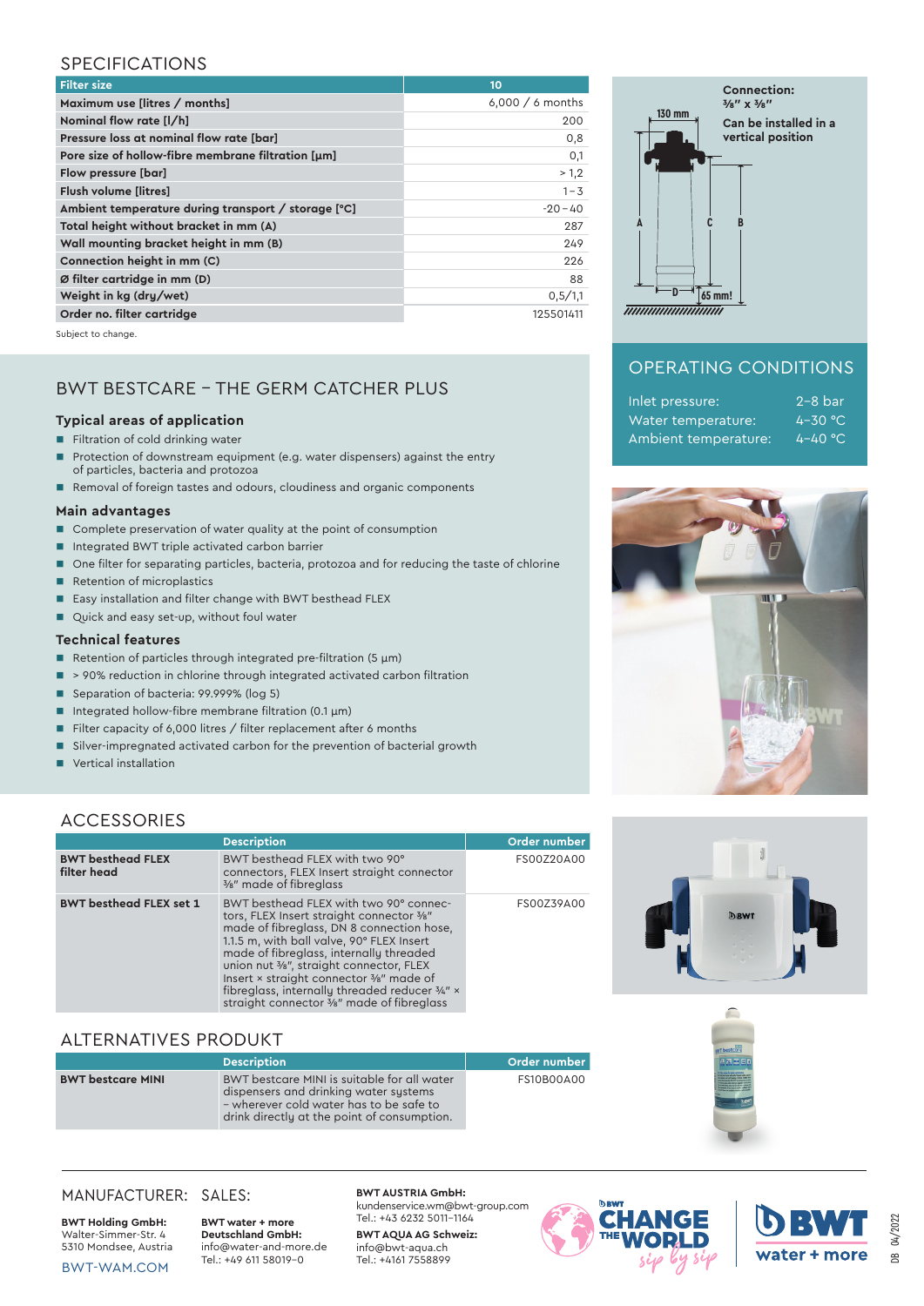## SPECIFICATIONS

| Filter size | 10 |
|---|---|
| Maximum use [litres / months] | 6,000 / 6 months |
| Nominal flow rate [l/h] | 200 |
| Pressure loss at nominal flow rate [bar] | 0,8 |
| Pore size of hollow-fibre membrane filtration [µm] | 0,1 |
| Flow pressure [bar] | > 1,2 |
| Flush volume [litres] | 1 – 3 |
| Ambient temperature during transport / storage [°C] | -20 – 40 |
| Total height without bracket in mm (A) | 287 |
| Wall mounting bracket height in mm (B) | 249 |
| Connection height in mm (C) | 226 |
| Ø filter cartridge in mm (D) | 88 |
| Weight in kg (dry/wet) | 0,5/1,1 |
| Order no. filter cartridge | 125501411 |

Subject to change.

Connection: ⅜" x ⅜"

Can be installed in a vertical position

130 mm

A C B

D

65 mm!

## OPERATING CONDITIONS

| | |
|---|---|
| Inlet pressure: | 2–8 bar |
| Water temperature: | 4–30 °C |
| Ambient temperature: | 4–40 °C |

## BWT BESTCARE – THE GERM CATCHER PLUS

### Typical areas of application

- Filtration of cold drinking water
- Protection of downstream equipment (e.g. water dispensers) against the entry of particles, bacteria and protozoa
- Removal of foreign tastes and odours, cloudiness and organic components

### Main advantages

- Complete preservation of water quality at the point of consumption
- Integrated BWT triple activated carbon barrier
- One filter for separating particles, bacteria, protozoa and for reducing the taste of chlorine
- Retention of microplastics
- Easy installation and filter change with BWT besthead FLEX
- Quick and easy set-up, without foul water

### Technical features

- Retention of particles through integrated pre-filtration (5 µm)
- > 90% reduction in chlorine through integrated activated carbon filtration
- Separation of bacteria: 99.999% (log 5)
- Integrated hollow-fibre membrane filtration (0.1 µm)
- Filter capacity of 6,000 litres / filter replacement after 6 months
- Silver-impregnated activated carbon for the prevention of bacterial growth
- Vertical installation

## ACCESSORIES

| | Description | Order number |
|---|---|---|
| BWT besthead FLEX filter head | BWT besthead FLEX with two 90° connectors, FLEX Insert straight connector ⅜" made of fibreglass | FS00Z20A00 |
| BWT besthead FLEX set 1 | BWT besthead FLEX with two 90° connectors, FLEX Insert straight connector ⅜" made of fibreglass, DN 8 connection hose, 1.1.5 m, with ball valve, 90° FLEX Insert made of fibreglass, internally threaded union nut ⅜", straight connector, FLEX Insert × straight connector ⅜" made of fibreglass, internally threaded reducer ¾" × straight connector ⅜" made of fibreglass | FS00Z39A00 |

## ALTERNATIVES PRODUKT

| | Description | Order number |
|---|---|---|
| BWT bestcare MINI | BWT bestcare MINI is suitable for all water dispensers and drinking water systems – wherever cold water has to be safe to drink directly at the point of consumption. | FS10B00A00 |

MANUFACTURER:

**BWT Holding GmbH:**
Walter-Simmer-Str. 4
5310 Mondsee, Austria

BWT-WAM.COM

SALES:

**BWT water + more Deutschland GmbH:**
info@water-and-more.de
Tel.: +49 611 58019-0

**BWT AUSTRIA GmbH:**
kundenservice.wm@bwt-group.com
Tel.: +43 6232 5011-1164

**BWT AQUA AG Schweiz:**
info@bwt-aqua.ch
Tel.: +4161 7558899

BWT CHANGE THE WORLD sip by sip

BWT water + more

DB 04/2022